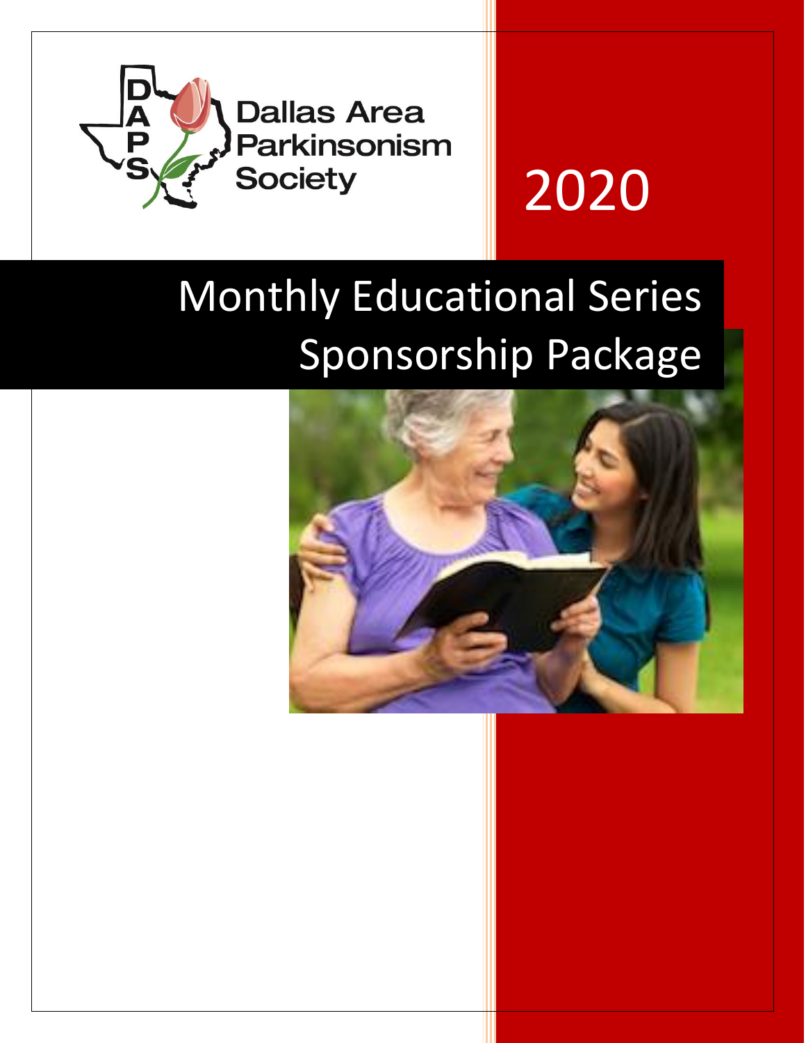Dallas Area Parkinsonism Society

2020

# Monthly Educational Series Sponsorship Package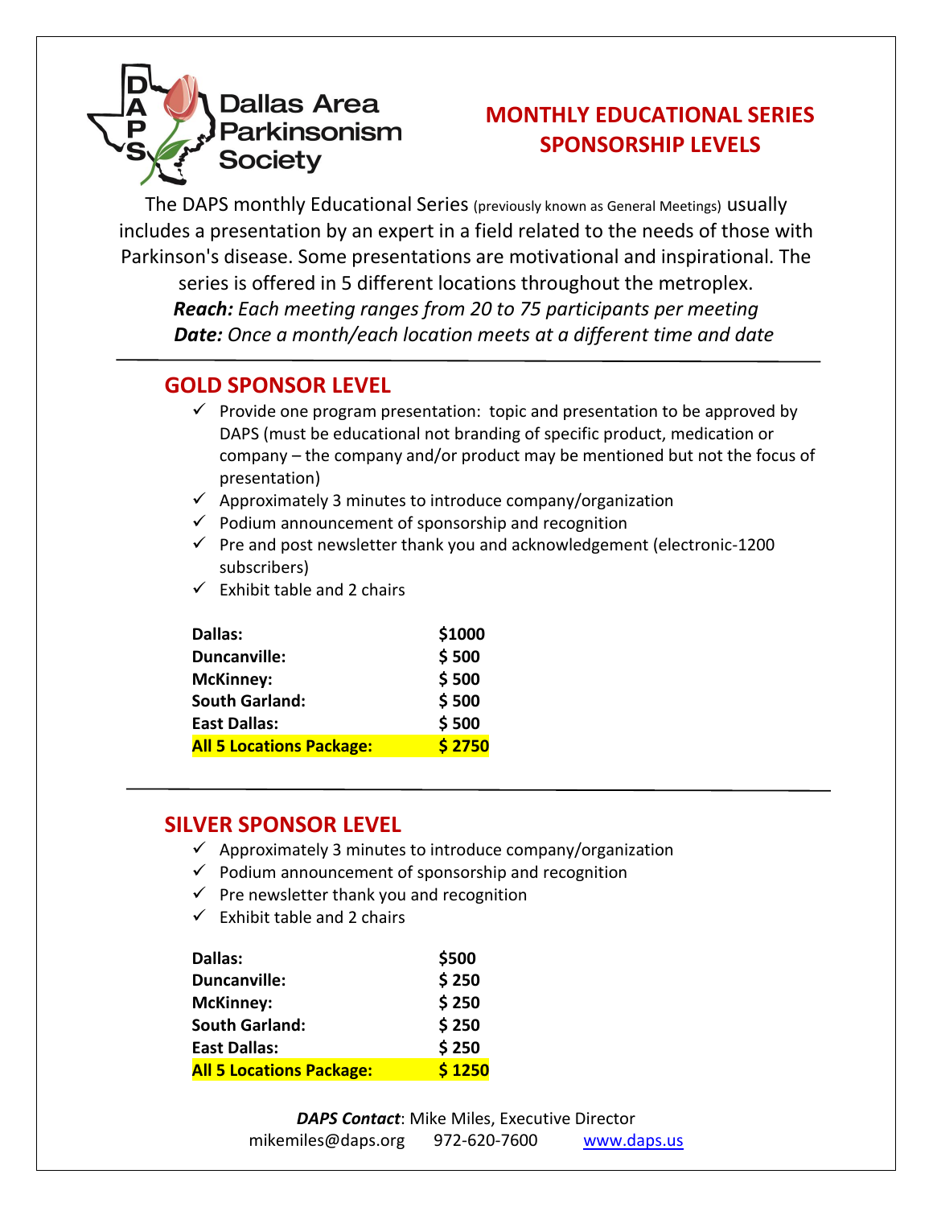Dallas Area Parkinsonism Society

# MONTHLY EDUCATIONAL SERIES SPONSORSHIP LEVELS

The DAPS monthly Educational Series (previously known as General Meetings) usually includes a presentation by an expert in a field related to the needs of those with Parkinson's disease. Some presentations are motivational and inspirational. The series is offered in 5 different locations throughout the metroplex.

***Reach:*** *Each meeting ranges from 20 to 75 participants per meeting*

***Date:*** *Once a month/each location meets at a different time and date*

---

## GOLD SPONSOR LEVEL

- ✓ Provide one program presentation: topic and presentation to be approved by DAPS (must be educational not branding of specific product, medication or company – the company and/or product may be mentioned but not the focus of presentation)
- ✓ Approximately 3 minutes to introduce company/organization
- ✓ Podium announcement of sponsorship and recognition
- ✓ Pre and post newsletter thank you and acknowledgement (electronic-1200 subscribers)
- ✓ Exhibit table and 2 chairs

| Location | Price |
|---|---|
| **Dallas:** | **$1000** |
| **Duncanville:** | **$ 500** |
| **McKinney:** | **$ 500** |
| **South Garland:** | **$ 500** |
| **East Dallas:** | **$ 500** |
| **All 5 Locations Package:** | **$ 2750** |

---

## SILVER SPONSOR LEVEL

- ✓ Approximately 3 minutes to introduce company/organization
- ✓ Podium announcement of sponsorship and recognition
- ✓ Pre newsletter thank you and recognition
- ✓ Exhibit table and 2 chairs

| Location | Price |
|---|---|
| **Dallas:** | **$500** |
| **Duncanville:** | **$ 250** |
| **McKinney:** | **$ 250** |
| **South Garland:** | **$ 250** |
| **East Dallas:** | **$ 250** |
| **All 5 Locations Package:** | **$ 1250** |

***DAPS Contact***: Mike Miles, Executive Director

mikemiles@daps.org 972-620-7600 www.daps.us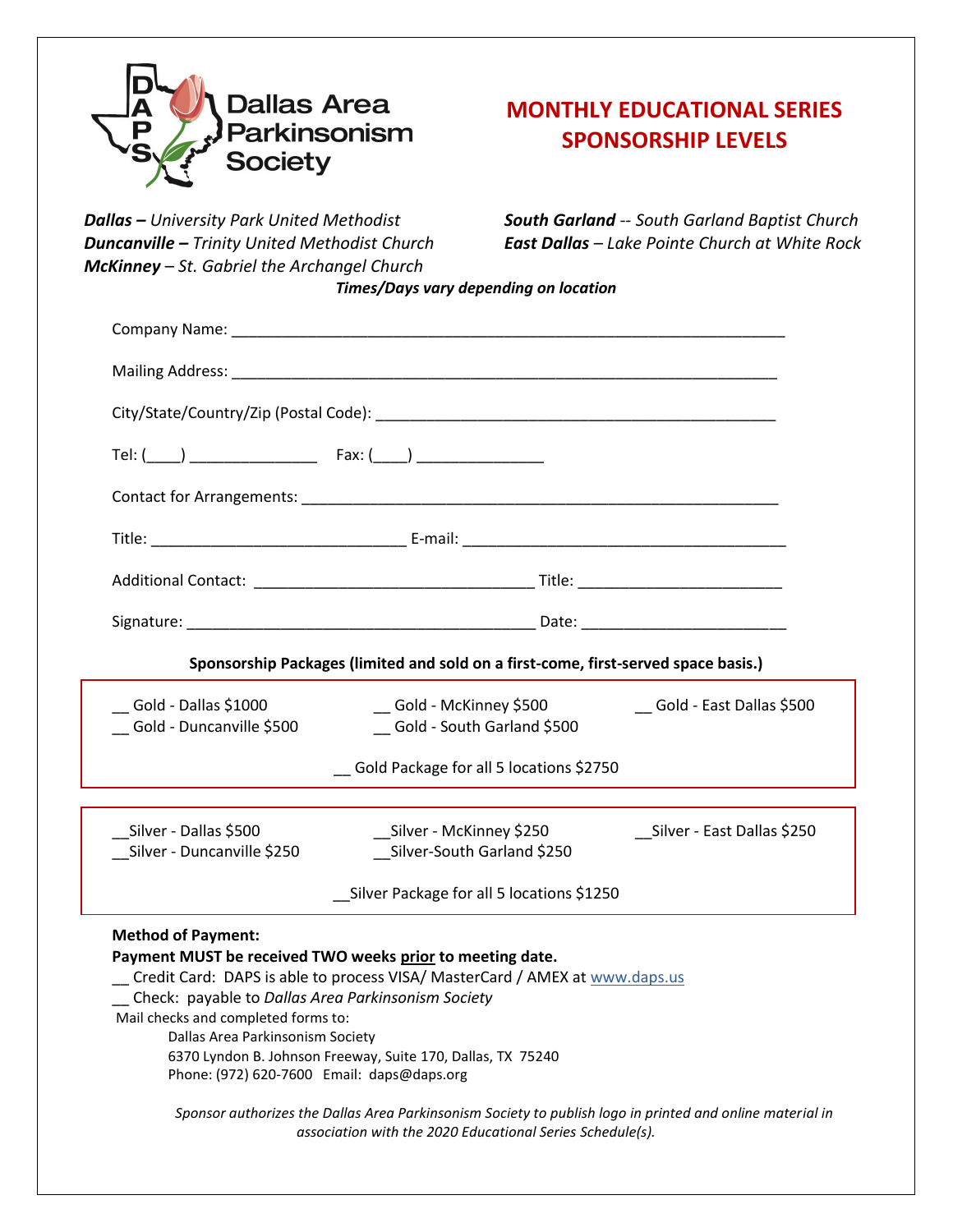Dallas Area Parkinsonism Society

# MONTHLY EDUCATIONAL SERIES SPONSORSHIP LEVELS

***Dallas –*** *University Park United Methodist*
***Duncanville –*** *Trinity United Methodist Church*
***McKinney*** *– St. Gabriel the Archangel Church*
***South Garland*** *-- South Garland Baptist Church*
***East Dallas*** *– Lake Pointe Church at White Rock*

***Times/Days vary depending on location***

Company Name: ___________________________________________________________________

Mailing Address: _________________________________________________________________

City/State/Country/Zip (Postal Code): _______________________________________________

Tel: (____) _______________ Fax: (____) _______________

Contact for Arrangements: ________________________________________________________

Title: ______________________________ E-mail: ______________________________________

Additional Contact: _________________________________ Title: ________________________

Signature: _________________________________________ Date: ________________________

**Sponsorship Packages (limited and sold on a first-come, first-served space basis.)**

__ Gold - Dallas $1000
__ Gold - Duncanville $500
__ Gold - McKinney $500
__ Gold - South Garland $500
__ Gold - East Dallas $500

__ Gold Package for all 5 locations $2750

__Silver - Dallas $500
__Silver - Duncanville $250
__Silver - McKinney $250
__Silver-South Garland $250
__Silver - East Dallas $250

__Silver Package for all 5 locations $1250

**Method of Payment:**
**Payment MUST be received TWO weeks prior to meeting date.**

__ Credit Card: DAPS is able to process VISA/ MasterCard / AMEX at www.daps.us
__ Check: payable to *Dallas Area Parkinsonism Society*

Mail checks and completed forms to:
Dallas Area Parkinsonism Society
6370 Lyndon B. Johnson Freeway, Suite 170, Dallas, TX 75240
Phone: (972) 620-7600 Email: daps@daps.org

*Sponsor authorizes the Dallas Area Parkinsonism Society to publish logo in printed and online material in association with the 2020 Educational Series Schedule(s).*